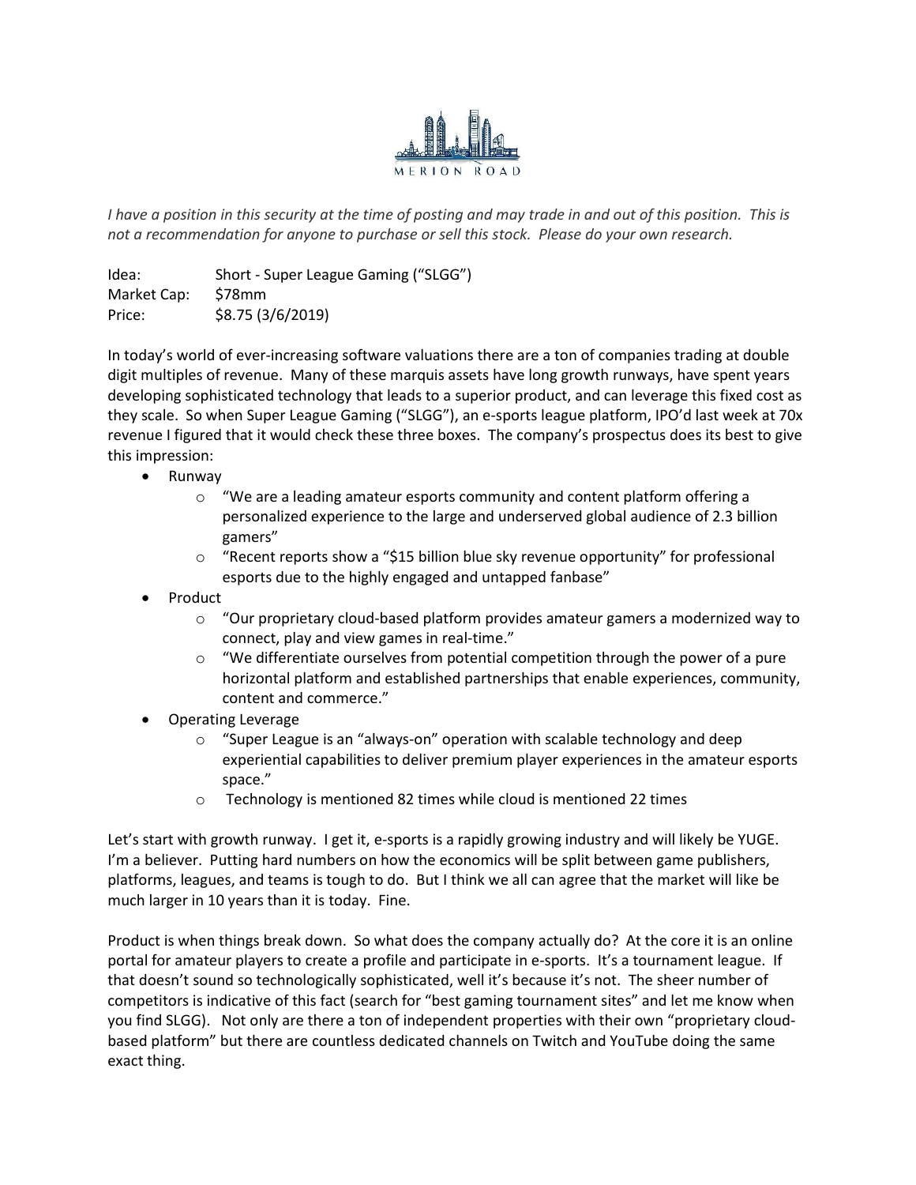MERION ROAD

*I have a position in this security at the time of posting and may trade in and out of this position. This is not a recommendation for anyone to purchase or sell this stock. Please do your own research.*

Idea: Short - Super League Gaming ("SLGG")
Market Cap: $78mm
Price: $8.75 (3/6/2019)

In today's world of ever-increasing software valuations there are a ton of companies trading at double digit multiples of revenue. Many of these marquis assets have long growth runways, have spent years developing sophisticated technology that leads to a superior product, and can leverage this fixed cost as they scale. So when Super League Gaming ("SLGG"), an e-sports league platform, IPO'd last week at 70x revenue I figured that it would check these three boxes. The company's prospectus does its best to give this impression:

- Runway
  - "We are a leading amateur esports community and content platform offering a personalized experience to the large and underserved global audience of 2.3 billion gamers"
  - "Recent reports show a "$15 billion blue sky revenue opportunity" for professional esports due to the highly engaged and untapped fanbase"
- Product
  - "Our proprietary cloud-based platform provides amateur gamers a modernized way to connect, play and view games in real-time."
  - "We differentiate ourselves from potential competition through the power of a pure horizontal platform and established partnerships that enable experiences, community, content and commerce."
- Operating Leverage
  - "Super League is an "always-on" operation with scalable technology and deep experiential capabilities to deliver premium player experiences in the amateur esports space."
  - Technology is mentioned 82 times while cloud is mentioned 22 times

Let's start with growth runway. I get it, e-sports is a rapidly growing industry and will likely be YUGE. I'm a believer. Putting hard numbers on how the economics will be split between game publishers, platforms, leagues, and teams is tough to do. But I think we all can agree that the market will like be much larger in 10 years than it is today. Fine.

Product is when things break down. So what does the company actually do? At the core it is an online portal for amateur players to create a profile and participate in e-sports. It's a tournament league. If that doesn't sound so technologically sophisticated, well it's because it's not. The sheer number of competitors is indicative of this fact (search for "best gaming tournament sites" and let me know when you find SLGG). Not only are there a ton of independent properties with their own "proprietary cloud-based platform" but there are countless dedicated channels on Twitch and YouTube doing the same exact thing.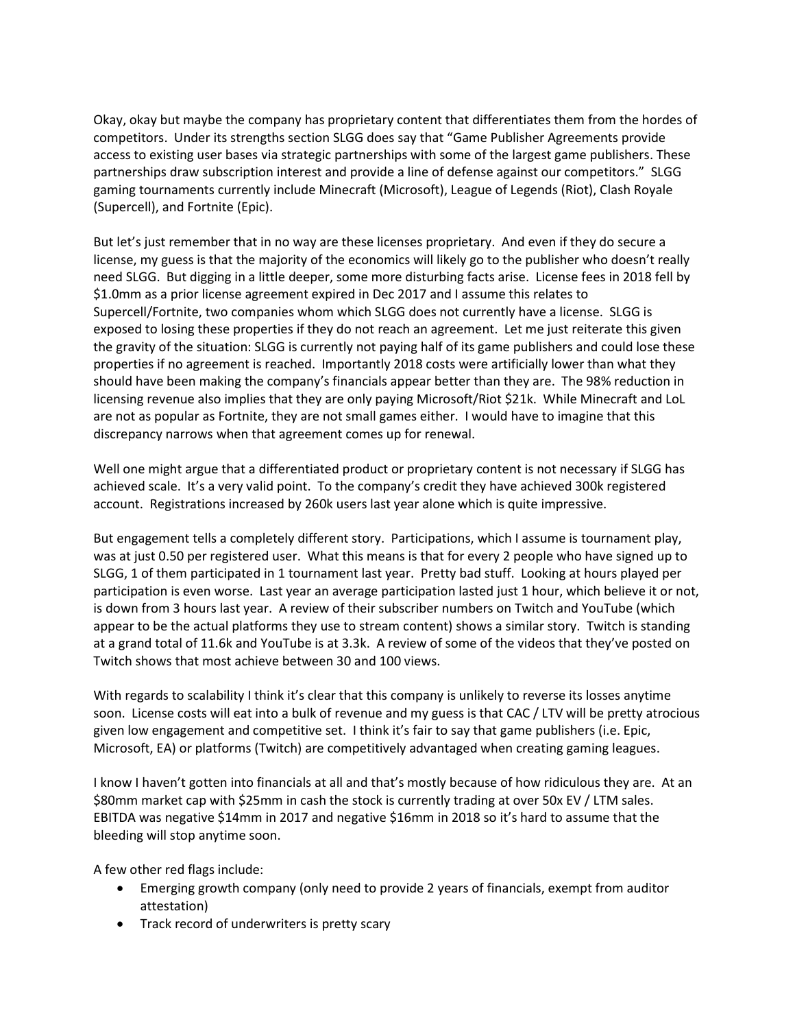Okay, okay but maybe the company has proprietary content that differentiates them from the hordes of competitors. Under its strengths section SLGG does say that "Game Publisher Agreements provide access to existing user bases via strategic partnerships with some of the largest game publishers. These partnerships draw subscription interest and provide a line of defense against our competitors." SLGG gaming tournaments currently include Minecraft (Microsoft), League of Legends (Riot), Clash Royale (Supercell), and Fortnite (Epic).

But let's just remember that in no way are these licenses proprietary. And even if they do secure a license, my guess is that the majority of the economics will likely go to the publisher who doesn't really need SLGG. But digging in a little deeper, some more disturbing facts arise. License fees in 2018 fell by $1.0mm as a prior license agreement expired in Dec 2017 and I assume this relates to Supercell/Fortnite, two companies whom which SLGG does not currently have a license. SLGG is exposed to losing these properties if they do not reach an agreement. Let me just reiterate this given the gravity of the situation: SLGG is currently not paying half of its game publishers and could lose these properties if no agreement is reached. Importantly 2018 costs were artificially lower than what they should have been making the company's financials appear better than they are. The 98% reduction in licensing revenue also implies that they are only paying Microsoft/Riot $21k. While Minecraft and LoL are not as popular as Fortnite, they are not small games either. I would have to imagine that this discrepancy narrows when that agreement comes up for renewal.

Well one might argue that a differentiated product or proprietary content is not necessary if SLGG has achieved scale. It's a very valid point. To the company's credit they have achieved 300k registered account. Registrations increased by 260k users last year alone which is quite impressive.

But engagement tells a completely different story. Participations, which I assume is tournament play, was at just 0.50 per registered user. What this means is that for every 2 people who have signed up to SLGG, 1 of them participated in 1 tournament last year. Pretty bad stuff. Looking at hours played per participation is even worse. Last year an average participation lasted just 1 hour, which believe it or not, is down from 3 hours last year. A review of their subscriber numbers on Twitch and YouTube (which appear to be the actual platforms they use to stream content) shows a similar story. Twitch is standing at a grand total of 11.6k and YouTube is at 3.3k. A review of some of the videos that they've posted on Twitch shows that most achieve between 30 and 100 views.

With regards to scalability I think it's clear that this company is unlikely to reverse its losses anytime soon. License costs will eat into a bulk of revenue and my guess is that CAC / LTV will be pretty atrocious given low engagement and competitive set. I think it's fair to say that game publishers (i.e. Epic, Microsoft, EA) or platforms (Twitch) are competitively advantaged when creating gaming leagues.

I know I haven't gotten into financials at all and that's mostly because of how ridiculous they are. At an $80mm market cap with $25mm in cash the stock is currently trading at over 50x EV / LTM sales. EBITDA was negative $14mm in 2017 and negative $16mm in 2018 so it's hard to assume that the bleeding will stop anytime soon.

A few other red flags include:

- Emerging growth company (only need to provide 2 years of financials, exempt from auditor attestation)
- Track record of underwriters is pretty scary